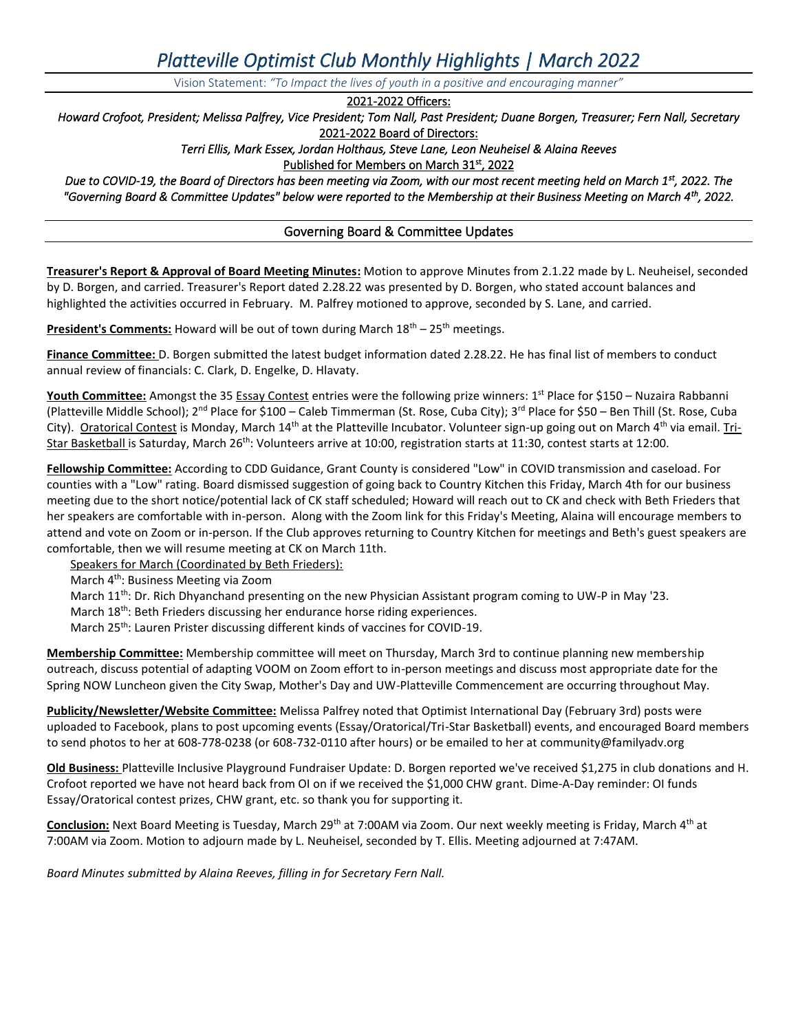# *Platteville Optimist Club Monthly Highlights | March 2022*

Vision Statement: *"To Impact the lives of youth in a positive and encouraging manner"*

2021-2022 Officers:

*Howard Crofoot, President; Melissa Palfrey, Vice President; Tom Nall, Past President; Duane Borgen, Treasurer; Fern Nall, Secretary*

2021-2022 Board of Directors:

*Terri Ellis, Mark Essex, Jordan Holthaus, Steve Lane, Leon Neuheisel & Alaina Reeves*

Published for Members on March 31st, 2022

*Due to COVID-19, the Board of Directors has been meeting via Zoom, with our most recent meeting held on March 1st, 2022. The "Governing Board & Committee Updates" below were reported to the Membership at their Business Meeting on March 4th, 2022.*

## Governing Board & Committee Updates

**Treasurer's Report & Approval of Board Meeting Minutes:** Motion to approve Minutes from 2.1.22 made by L. Neuheisel, seconded by D. Borgen, and carried. Treasurer's Report dated 2.28.22 was presented by D. Borgen, who stated account balances and highlighted the activities occurred in February. M. Palfrey motioned to approve, seconded by S. Lane, and carried.

**President's Comments:** Howard will be out of town during March 18th – 25th meetings.

**Finance Committee:** D. Borgen submitted the latest budget information dated 2.28.22. He has final list of members to conduct annual review of financials: C. Clark, D. Engelke, D. Hlavaty.

**Youth Committee:** Amongst the 35 Essay Contest entries were the following prize winners: 1st Place for $150 – Nuzaira Rabbanni (Platteville Middle School); 2nd Place for $100 – Caleb Timmerman (St. Rose, Cuba City); 3rd Place for $50 – Ben Thill (St. Rose, Cuba City). Oratorical Contest is Monday, March 14th at the Platteville Incubator. Volunteer sign-up going out on March 4th via email. Tri-Star Basketball is Saturday, March 26th: Volunteers arrive at 10:00, registration starts at 11:30, contest starts at 12:00.

**Fellowship Committee:** According to CDD Guidance, Grant County is considered "Low" in COVID transmission and caseload. For counties with a "Low" rating. Board dismissed suggestion of going back to Country Kitchen this Friday, March 4th for our business meeting due to the short notice/potential lack of CK staff scheduled; Howard will reach out to CK and check with Beth Frieders that her speakers are comfortable with in-person. Along with the Zoom link for this Friday's Meeting, Alaina will encourage members to attend and vote on Zoom or in-person. If the Club approves returning to Country Kitchen for meetings and Beth's guest speakers are comfortable, then we will resume meeting at CK on March 11th.

Speakers for March (Coordinated by Beth Frieders):

March 4th: Business Meeting via Zoom
March 11th: Dr. Rich Dhyanchand presenting on the new Physician Assistant program coming to UW-P in May '23.
March 18th: Beth Frieders discussing her endurance horse riding experiences.
March 25th: Lauren Prister discussing different kinds of vaccines for COVID-19.

**Membership Committee:** Membership committee will meet on Thursday, March 3rd to continue planning new membership outreach, discuss potential of adapting VOOM on Zoom effort to in-person meetings and discuss most appropriate date for the Spring NOW Luncheon given the City Swap, Mother's Day and UW-Platteville Commencement are occurring throughout May.

**Publicity/Newsletter/Website Committee:** Melissa Palfrey noted that Optimist International Day (February 3rd) posts were uploaded to Facebook, plans to post upcoming events (Essay/Oratorical/Tri-Star Basketball) events, and encouraged Board members to send photos to her at 608-778-0238 (or 608-732-0110 after hours) or be emailed to her at community@familyadv.org

**Old Business:** Platteville Inclusive Playground Fundraiser Update: D. Borgen reported we've received $1,275 in club donations and H. Crofoot reported we have not heard back from OI on if we received the $1,000 CHW grant. Dime-A-Day reminder: OI funds Essay/Oratorical contest prizes, CHW grant, etc. so thank you for supporting it.

**Conclusion:** Next Board Meeting is Tuesday, March 29th at 7:00AM via Zoom. Our next weekly meeting is Friday, March 4th at 7:00AM via Zoom. Motion to adjourn made by L. Neuheisel, seconded by T. Ellis. Meeting adjourned at 7:47AM.

*Board Minutes submitted by Alaina Reeves, filling in for Secretary Fern Nall.*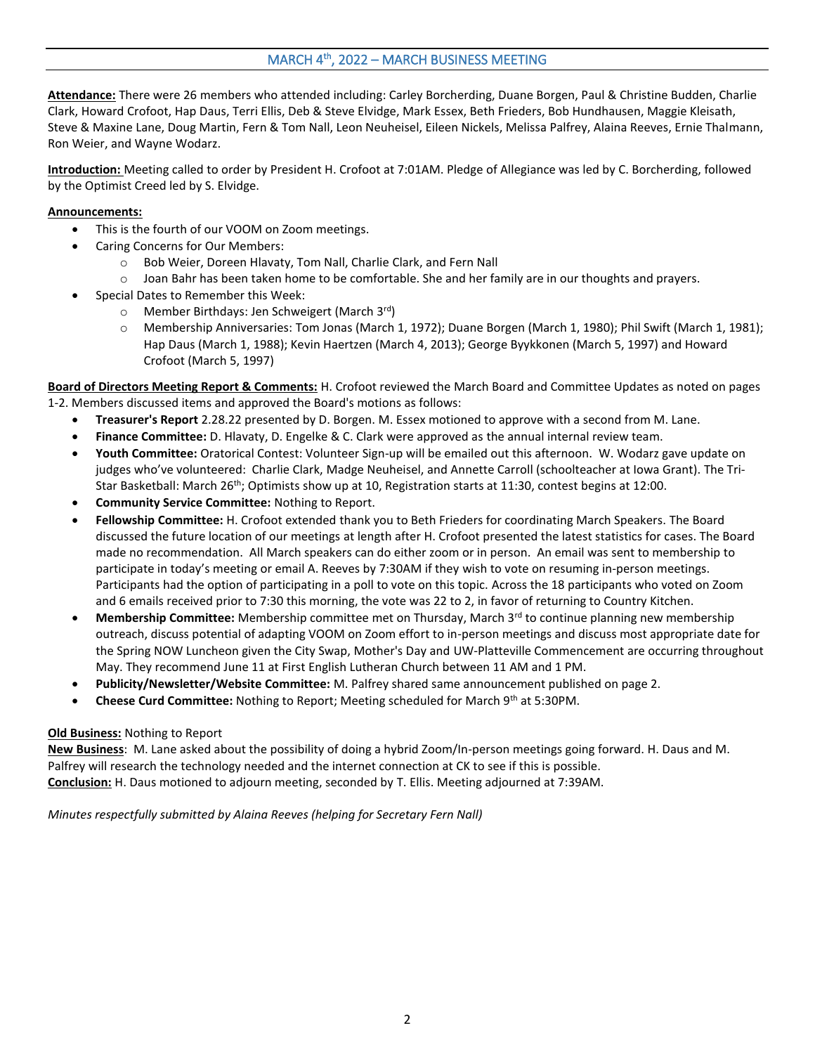## MARCH 4th, 2022 – MARCH BUSINESS MEETING

**Attendance:** There were 26 members who attended including: Carley Borcherding, Duane Borgen, Paul & Christine Budden, Charlie Clark, Howard Crofoot, Hap Daus, Terri Ellis, Deb & Steve Elvidge, Mark Essex, Beth Frieders, Bob Hundhausen, Maggie Kleisath, Steve & Maxine Lane, Doug Martin, Fern & Tom Nall, Leon Neuheisel, Eileen Nickels, Melissa Palfrey, Alaina Reeves, Ernie Thalmann, Ron Weier, and Wayne Wodarz.

**Introduction:** Meeting called to order by President H. Crofoot at 7:01AM. Pledge of Allegiance was led by C. Borcherding, followed by the Optimist Creed led by S. Elvidge.

**Announcements:**

- This is the fourth of our VOOM on Zoom meetings.
- Caring Concerns for Our Members:
  - Bob Weier, Doreen Hlavaty, Tom Nall, Charlie Clark, and Fern Nall
  - Joan Bahr has been taken home to be comfortable. She and her family are in our thoughts and prayers.
- Special Dates to Remember this Week:
  - Member Birthdays: Jen Schweigert (March 3rd)
  - Membership Anniversaries: Tom Jonas (March 1, 1972); Duane Borgen (March 1, 1980); Phil Swift (March 1, 1981); Hap Daus (March 1, 1988); Kevin Haertzen (March 4, 2013); George Byykkonen (March 5, 1997) and Howard Crofoot (March 5, 1997)

**Board of Directors Meeting Report & Comments:** H. Crofoot reviewed the March Board and Committee Updates as noted on pages 1-2. Members discussed items and approved the Board's motions as follows:

- **Treasurer's Report** 2.28.22 presented by D. Borgen. M. Essex motioned to approve with a second from M. Lane.
- **Finance Committee:** D. Hlavaty, D. Engelke & C. Clark were approved as the annual internal review team.
- **Youth Committee:** Oratorical Contest: Volunteer Sign-up will be emailed out this afternoon. W. Wodarz gave update on judges who've volunteered: Charlie Clark, Madge Neuheisel, and Annette Carroll (schoolteacher at Iowa Grant). The Tri-Star Basketball: March 26th; Optimists show up at 10, Registration starts at 11:30, contest begins at 12:00.
- **Community Service Committee:** Nothing to Report.
- **Fellowship Committee:** H. Crofoot extended thank you to Beth Frieders for coordinating March Speakers. The Board discussed the future location of our meetings at length after H. Crofoot presented the latest statistics for cases. The Board made no recommendation. All March speakers can do either zoom or in person. An email was sent to membership to participate in today's meeting or email A. Reeves by 7:30AM if they wish to vote on resuming in-person meetings. Participants had the option of participating in a poll to vote on this topic. Across the 18 participants who voted on Zoom and 6 emails received prior to 7:30 this morning, the vote was 22 to 2, in favor of returning to Country Kitchen.
- **Membership Committee:** Membership committee met on Thursday, March 3rd to continue planning new membership outreach, discuss potential of adapting VOOM on Zoom effort to in-person meetings and discuss most appropriate date for the Spring NOW Luncheon given the City Swap, Mother's Day and UW-Platteville Commencement are occurring throughout May. They recommend June 11 at First English Lutheran Church between 11 AM and 1 PM.
- **Publicity/Newsletter/Website Committee:** M. Palfrey shared same announcement published on page 2.
- **Cheese Curd Committee:** Nothing to Report; Meeting scheduled for March 9th at 5:30PM.

**Old Business:** Nothing to Report

**New Business**: M. Lane asked about the possibility of doing a hybrid Zoom/In-person meetings going forward. H. Daus and M. Palfrey will research the technology needed and the internet connection at CK to see if this is possible.

**Conclusion:** H. Daus motioned to adjourn meeting, seconded by T. Ellis. Meeting adjourned at 7:39AM.

*Minutes respectfully submitted by Alaina Reeves (helping for Secretary Fern Nall)*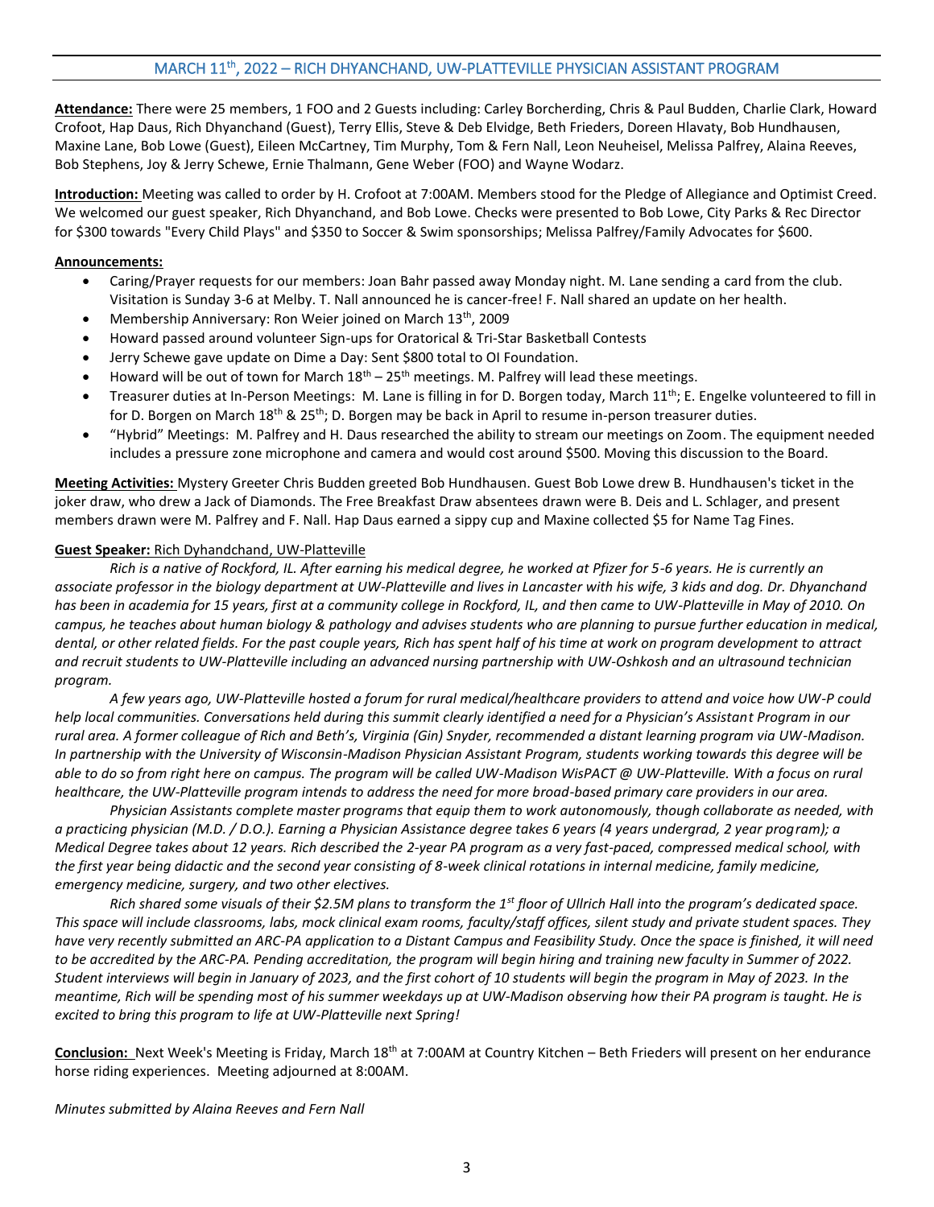## MARCH 11th, 2022 – RICH DHYANCHAND, UW-PLATTEVILLE PHYSICIAN ASSISTANT PROGRAM

**Attendance:** There were 25 members, 1 FOO and 2 Guests including: Carley Borcherding, Chris & Paul Budden, Charlie Clark, Howard Crofoot, Hap Daus, Rich Dhyanchand (Guest), Terry Ellis, Steve & Deb Elvidge, Beth Frieders, Doreen Hlavaty, Bob Hundhausen, Maxine Lane, Bob Lowe (Guest), Eileen McCartney, Tim Murphy, Tom & Fern Nall, Leon Neuheisel, Melissa Palfrey, Alaina Reeves, Bob Stephens, Joy & Jerry Schewe, Ernie Thalmann, Gene Weber (FOO) and Wayne Wodarz.

**Introduction:** Meeting was called to order by H. Crofoot at 7:00AM. Members stood for the Pledge of Allegiance and Optimist Creed. We welcomed our guest speaker, Rich Dhyanchand, and Bob Lowe. Checks were presented to Bob Lowe, City Parks & Rec Director for $300 towards "Every Child Plays" and $350 to Soccer & Swim sponsorships; Melissa Palfrey/Family Advocates for $600.

**Announcements:**

- Caring/Prayer requests for our members: Joan Bahr passed away Monday night. M. Lane sending a card from the club. Visitation is Sunday 3-6 at Melby. T. Nall announced he is cancer-free! F. Nall shared an update on her health.
- Membership Anniversary: Ron Weier joined on March 13th, 2009
- Howard passed around volunteer Sign-ups for Oratorical & Tri-Star Basketball Contests
- Jerry Schewe gave update on Dime a Day: Sent $800 total to OI Foundation.
- Howard will be out of town for March 18th – 25th meetings. M. Palfrey will lead these meetings.
- Treasurer duties at In-Person Meetings: M. Lane is filling in for D. Borgen today, March 11th; E. Engelke volunteered to fill in for D. Borgen on March 18th & 25th; D. Borgen may be back in April to resume in-person treasurer duties.
- "Hybrid" Meetings: M. Palfrey and H. Daus researched the ability to stream our meetings on Zoom. The equipment needed includes a pressure zone microphone and camera and would cost around $500. Moving this discussion to the Board.

**Meeting Activities:** Mystery Greeter Chris Budden greeted Bob Hundhausen. Guest Bob Lowe drew B. Hundhausen's ticket in the joker draw, who drew a Jack of Diamonds. The Free Breakfast Draw absentees drawn were B. Deis and L. Schlager, and present members drawn were M. Palfrey and F. Nall. Hap Daus earned a sippy cup and Maxine collected $5 for Name Tag Fines.

**Guest Speaker:** Rich Dyhandchand, UW-Platteville

*Rich is a native of Rockford, IL. After earning his medical degree, he worked at Pfizer for 5-6 years. He is currently an associate professor in the biology department at UW-Platteville and lives in Lancaster with his wife, 3 kids and dog. Dr. Dhyanchand has been in academia for 15 years, first at a community college in Rockford, IL, and then came to UW-Platteville in May of 2010. On campus, he teaches about human biology & pathology and advises students who are planning to pursue further education in medical, dental, or other related fields. For the past couple years, Rich has spent half of his time at work on program development to attract and recruit students to UW-Platteville including an advanced nursing partnership with UW-Oshkosh and an ultrasound technician program.*

*A few years ago, UW-Platteville hosted a forum for rural medical/healthcare providers to attend and voice how UW-P could help local communities. Conversations held during this summit clearly identified a need for a Physician's Assistant Program in our rural area. A former colleague of Rich and Beth's, Virginia (Gin) Snyder, recommended a distant learning program via UW-Madison. In partnership with the University of Wisconsin-Madison Physician Assistant Program, students working towards this degree will be able to do so from right here on campus. The program will be called UW-Madison WisPACT @ UW-Platteville. With a focus on rural healthcare, the UW-Platteville program intends to address the need for more broad-based primary care providers in our area.*

*Physician Assistants complete master programs that equip them to work autonomously, though collaborate as needed, with a practicing physician (M.D. / D.O.). Earning a Physician Assistance degree takes 6 years (4 years undergrad, 2 year program); a Medical Degree takes about 12 years. Rich described the 2-year PA program as a very fast-paced, compressed medical school, with the first year being didactic and the second year consisting of 8-week clinical rotations in internal medicine, family medicine, emergency medicine, surgery, and two other electives.*

*Rich shared some visuals of their $2.5M plans to transform the 1st floor of Ullrich Hall into the program's dedicated space. This space will include classrooms, labs, mock clinical exam rooms, faculty/staff offices, silent study and private student spaces. They have very recently submitted an ARC-PA application to a Distant Campus and Feasibility Study. Once the space is finished, it will need to be accredited by the ARC-PA. Pending accreditation, the program will begin hiring and training new faculty in Summer of 2022. Student interviews will begin in January of 2023, and the first cohort of 10 students will begin the program in May of 2023. In the meantime, Rich will be spending most of his summer weekdays up at UW-Madison observing how their PA program is taught. He is excited to bring this program to life at UW-Platteville next Spring!*

**Conclusion:** Next Week's Meeting is Friday, March 18th at 7:00AM at Country Kitchen – Beth Frieders will present on her endurance horse riding experiences. Meeting adjourned at 8:00AM.

*Minutes submitted by Alaina Reeves and Fern Nall*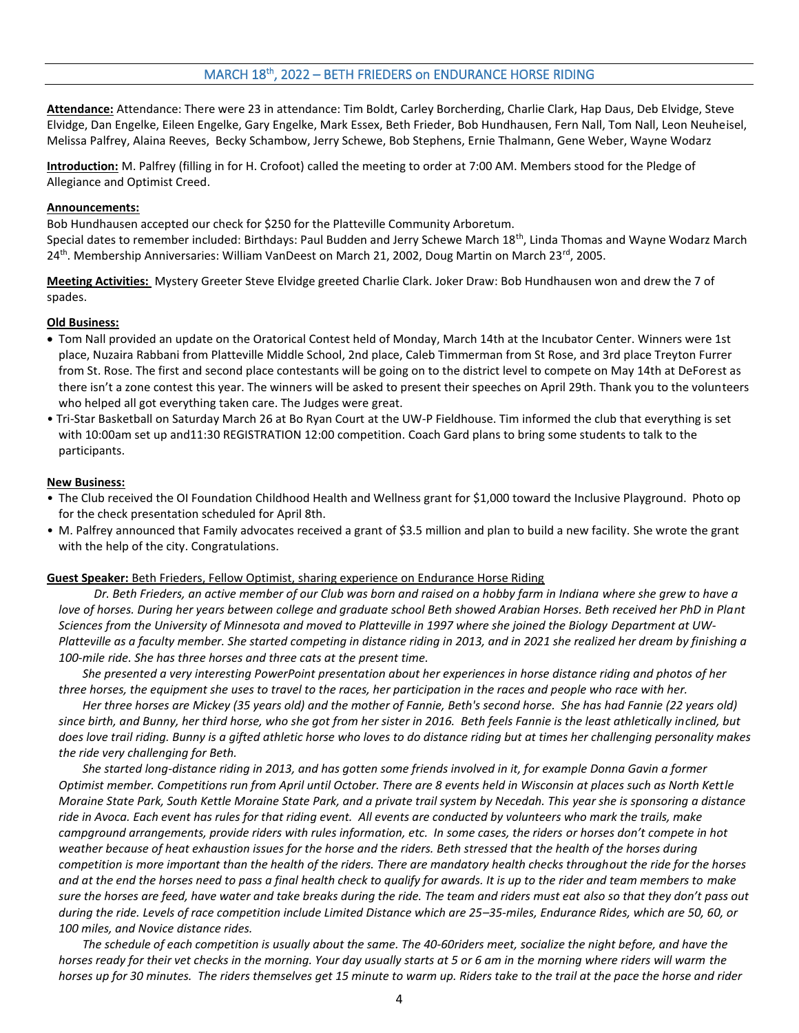## MARCH 18th, 2022 – BETH FRIEDERS on ENDURANCE HORSE RIDING

**Attendance:** Attendance: There were 23 in attendance: Tim Boldt, Carley Borcherding, Charlie Clark, Hap Daus, Deb Elvidge, Steve Elvidge, Dan Engelke, Eileen Engelke, Gary Engelke, Mark Essex, Beth Frieder, Bob Hundhausen, Fern Nall, Tom Nall, Leon Neuheisel, Melissa Palfrey, Alaina Reeves, Becky Schambow, Jerry Schewe, Bob Stephens, Ernie Thalmann, Gene Weber, Wayne Wodarz

**Introduction:** M. Palfrey (filling in for H. Crofoot) called the meeting to order at 7:00 AM. Members stood for the Pledge of Allegiance and Optimist Creed.

**Announcements:**

Bob Hundhausen accepted our check for $250 for the Platteville Community Arboretum.
Special dates to remember included: Birthdays: Paul Budden and Jerry Schewe March 18th, Linda Thomas and Wayne Wodarz March 24th. Membership Anniversaries: William VanDeest on March 21, 2002, Doug Martin on March 23rd, 2005.

**Meeting Activities:** Mystery Greeter Steve Elvidge greeted Charlie Clark. Joker Draw: Bob Hundhausen won and drew the 7 of spades.

**Old Business:**

- Tom Nall provided an update on the Oratorical Contest held of Monday, March 14th at the Incubator Center. Winners were 1st place, Nuzaira Rabbani from Platteville Middle School, 2nd place, Caleb Timmerman from St Rose, and 3rd place Treyton Furrer from St. Rose. The first and second place contestants will be going on to the district level to compete on May 14th at DeForest as there isn't a zone contest this year. The winners will be asked to present their speeches on April 29th. Thank you to the volunteers who helped all got everything taken care. The Judges were great.
- Tri-Star Basketball on Saturday March 26 at Bo Ryan Court at the UW-P Fieldhouse. Tim informed the club that everything is set with 10:00am set up and11:30 REGISTRATION 12:00 competition. Coach Gard plans to bring some students to talk to the participants.

**New Business:**

- The Club received the OI Foundation Childhood Health and Wellness grant for $1,000 toward the Inclusive Playground. Photo op for the check presentation scheduled for April 8th.
- M. Palfrey announced that Family advocates received a grant of $3.5 million and plan to build a new facility. She wrote the grant with the help of the city. Congratulations.

**Guest Speaker:** <u>Beth Frieders, Fellow Optimist, sharing experience on Endurance Horse Riding</u>

*Dr. Beth Frieders, an active member of our Club was born and raised on a hobby farm in Indiana where she grew to have a love of horses. During her years between college and graduate school Beth showed Arabian Horses. Beth received her PhD in Plant Sciences from the University of Minnesota and moved to Platteville in 1997 where she joined the Biology Department at UW-Platteville as a faculty member. She started competing in distance riding in 2013, and in 2021 she realized her dream by finishing a 100-mile ride. She has three horses and three cats at the present time.*

*She presented a very interesting PowerPoint presentation about her experiences in horse distance riding and photos of her three horses, the equipment she uses to travel to the races, her participation in the races and people who race with her.*

*Her three horses are Mickey (35 years old) and the mother of Fannie, Beth's second horse. She has had Fannie (22 years old) since birth, and Bunny, her third horse, who she got from her sister in 2016. Beth feels Fannie is the least athletically inclined, but does love trail riding. Bunny is a gifted athletic horse who loves to do distance riding but at times her challenging personality makes the ride very challenging for Beth.*

*She started long-distance riding in 2013, and has gotten some friends involved in it, for example Donna Gavin a former Optimist member. Competitions run from April until October. There are 8 events held in Wisconsin at places such as North Kettle Moraine State Park, South Kettle Moraine State Park, and a private trail system by Necedah. This year she is sponsoring a distance ride in Avoca. Each event has rules for that riding event. All events are conducted by volunteers who mark the trails, make campground arrangements, provide riders with rules information, etc. In some cases, the riders or horses don't compete in hot weather because of heat exhaustion issues for the horse and the riders. Beth stressed that the health of the horses during competition is more important than the health of the riders. There are mandatory health checks throughout the ride for the horses and at the end the horses need to pass a final health check to qualify for awards. It is up to the rider and team members to make sure the horses are feed, have water and take breaks during the ride. The team and riders must eat also so that they don't pass out during the ride. Levels of race competition include Limited Distance which are 25–35-miles, Endurance Rides, which are 50, 60, or 100 miles, and Novice distance rides.*

*The schedule of each competition is usually about the same. The 40-60riders meet, socialize the night before, and have the horses ready for their vet checks in the morning. Your day usually starts at 5 or 6 am in the morning where riders will warm the horses up for 30 minutes. The riders themselves get 15 minute to warm up. Riders take to the trail at the pace the horse and rider*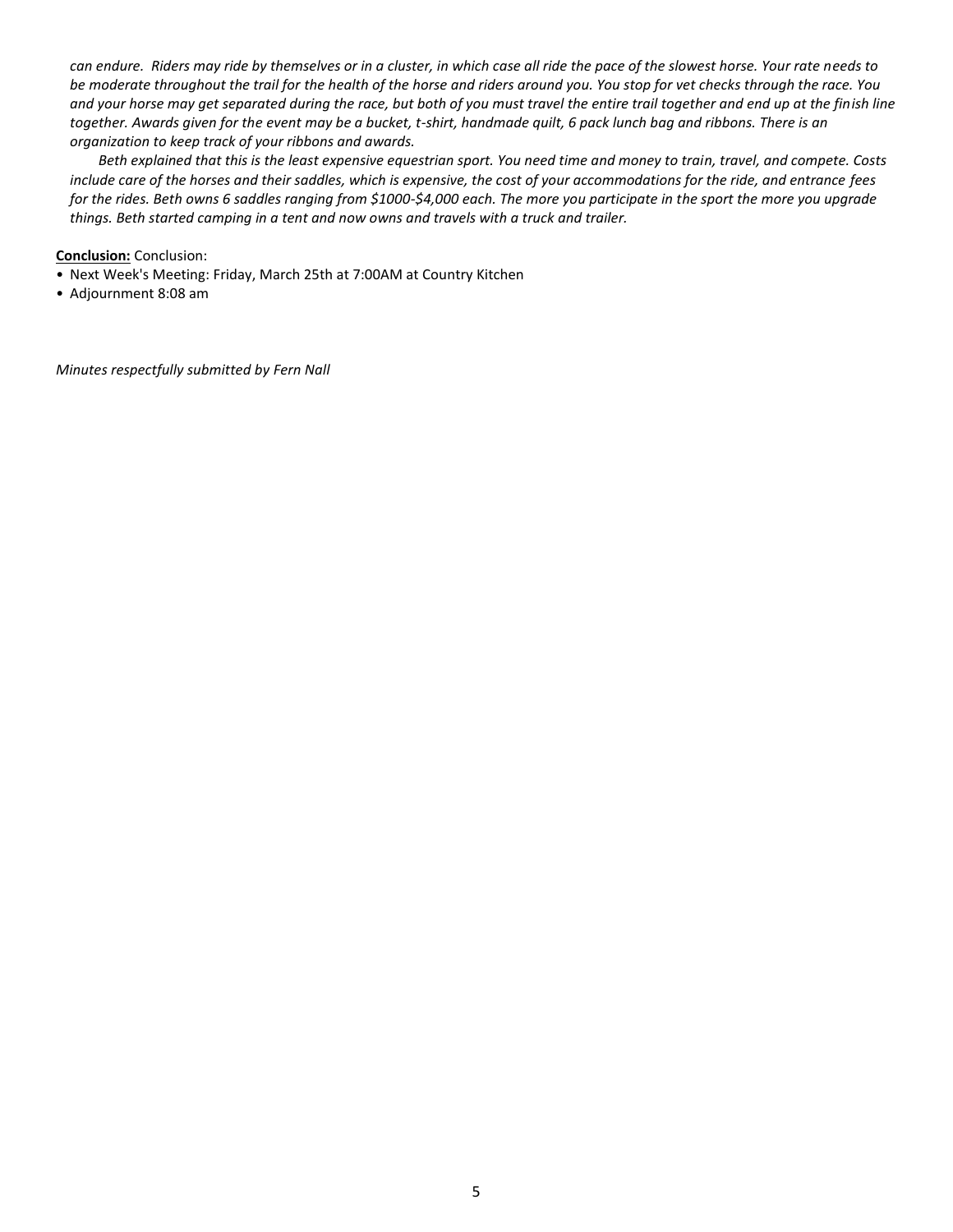*can endure. Riders may ride by themselves or in a cluster, in which case all ride the pace of the slowest horse. Your rate needs to be moderate throughout the trail for the health of the horse and riders around you. You stop for vet checks through the race. You and your horse may get separated during the race, but both of you must travel the entire trail together and end up at the finish line together. Awards given for the event may be a bucket, t-shirt, handmade quilt, 6 pack lunch bag and ribbons. There is an organization to keep track of your ribbons and awards.*

*Beth explained that this is the least expensive equestrian sport. You need time and money to train, travel, and compete. Costs include care of the horses and their saddles, which is expensive, the cost of your accommodations for the ride, and entrance fees for the rides. Beth owns 6 saddles ranging from $1000-$4,000 each. The more you participate in the sport the more you upgrade things. Beth started camping in a tent and now owns and travels with a truck and trailer.*

**Conclusion:** Conclusion:

- Next Week's Meeting: Friday, March 25th at 7:00AM at Country Kitchen
- Adjournment 8:08 am

*Minutes respectfully submitted by Fern Nall*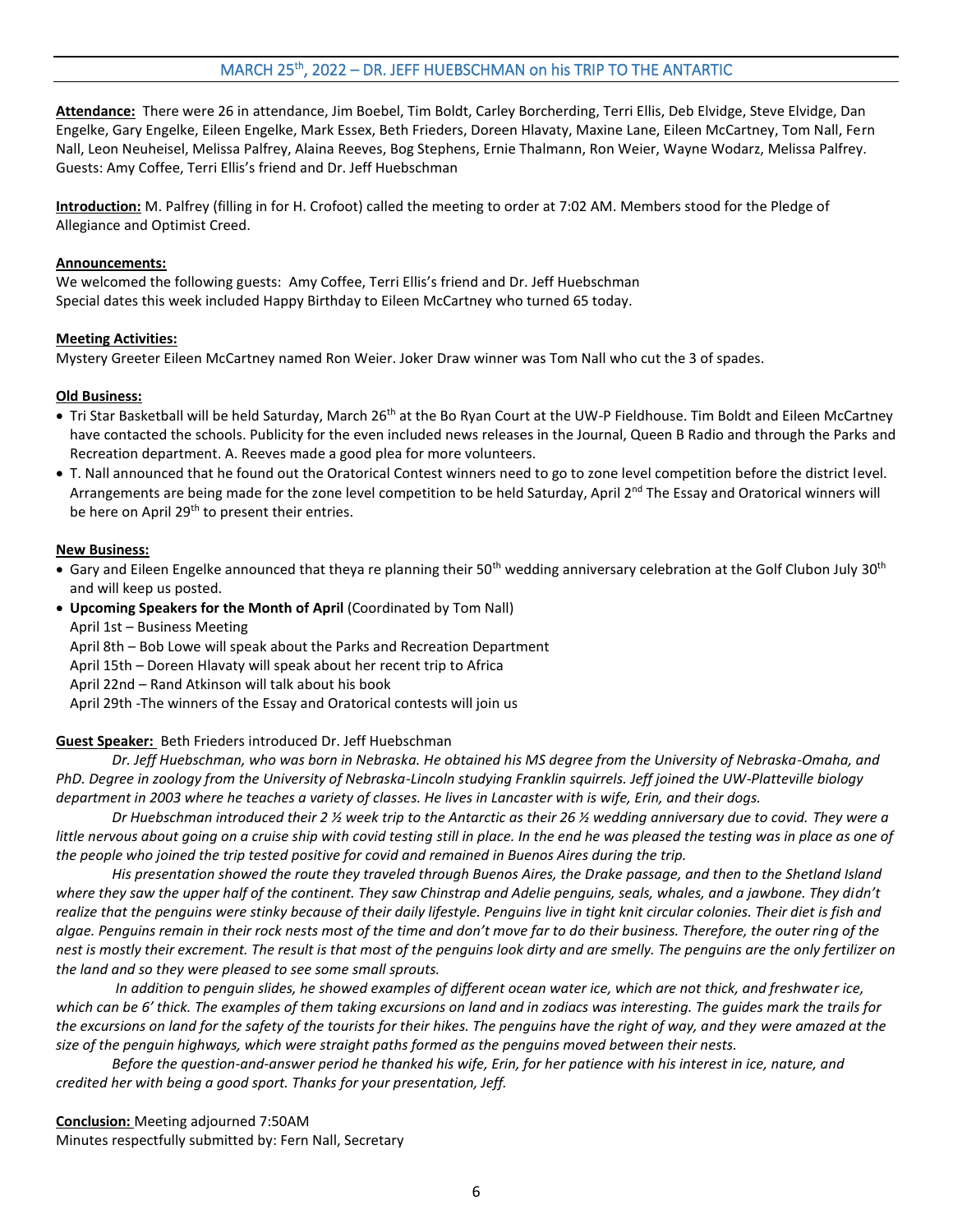## MARCH 25th, 2022 – DR. JEFF HUEBSCHMAN on his TRIP TO THE ANTARTIC

**Attendance:** There were 26 in attendance, Jim Boebel, Tim Boldt, Carley Borcherding, Terri Ellis, Deb Elvidge, Steve Elvidge, Dan Engelke, Gary Engelke, Eileen Engelke, Mark Essex, Beth Frieders, Doreen Hlavaty, Maxine Lane, Eileen McCartney, Tom Nall, Fern Nall, Leon Neuheisel, Melissa Palfrey, Alaina Reeves, Bog Stephens, Ernie Thalmann, Ron Weier, Wayne Wodarz, Melissa Palfrey. Guests: Amy Coffee, Terri Ellis's friend and Dr. Jeff Huebschman

**Introduction:** M. Palfrey (filling in for H. Crofoot) called the meeting to order at 7:02 AM. Members stood for the Pledge of Allegiance and Optimist Creed.

**Announcements:**

We welcomed the following guests: Amy Coffee, Terri Ellis's friend and Dr. Jeff Huebschman
Special dates this week included Happy Birthday to Eileen McCartney who turned 65 today.

**Meeting Activities:**

Mystery Greeter Eileen McCartney named Ron Weier. Joker Draw winner was Tom Nall who cut the 3 of spades.

**Old Business:**

- Tri Star Basketball will be held Saturday, March 26th at the Bo Ryan Court at the UW-P Fieldhouse. Tim Boldt and Eileen McCartney have contacted the schools. Publicity for the even included news releases in the Journal, Queen B Radio and through the Parks and Recreation department. A. Reeves made a good plea for more volunteers.
- T. Nall announced that he found out the Oratorical Contest winners need to go to zone level competition before the district level. Arrangements are being made for the zone level competition to be held Saturday, April 2nd The Essay and Oratorical winners will be here on April 29th to present their entries.

**New Business:**

- Gary and Eileen Engelke announced that theya re planning their 50th wedding anniversary celebration at the Golf Clubon July 30th and will keep us posted.
- **Upcoming Speakers for the Month of April** (Coordinated by Tom Nall)
  April 1st – Business Meeting
  April 8th – Bob Lowe will speak about the Parks and Recreation Department
  April 15th – Doreen Hlavaty will speak about her recent trip to Africa
  April 22nd – Rand Atkinson will talk about his book
  April 29th -The winners of the Essay and Oratorical contests will join us

**Guest Speaker:** Beth Frieders introduced Dr. Jeff Huebschman

*Dr. Jeff Huebschman, who was born in Nebraska. He obtained his MS degree from the University of Nebraska-Omaha, and PhD. Degree in zoology from the University of Nebraska-Lincoln studying Franklin squirrels. Jeff joined the UW-Platteville biology department in 2003 where he teaches a variety of classes. He lives in Lancaster with is wife, Erin, and their dogs.*

*Dr Huebschman introduced their 2 ½ week trip to the Antarctic as their 26 ½ wedding anniversary due to covid. They were a little nervous about going on a cruise ship with covid testing still in place. In the end he was pleased the testing was in place as one of the people who joined the trip tested positive for covid and remained in Buenos Aires during the trip.*

*His presentation showed the route they traveled through Buenos Aires, the Drake passage, and then to the Shetland Island where they saw the upper half of the continent. They saw Chinstrap and Adelie penguins, seals, whales, and a jawbone. They didn't realize that the penguins were stinky because of their daily lifestyle. Penguins live in tight knit circular colonies. Their diet is fish and algae. Penguins remain in their rock nests most of the time and don't move far to do their business. Therefore, the outer ring of the nest is mostly their excrement. The result is that most of the penguins look dirty and are smelly. The penguins are the only fertilizer on the land and so they were pleased to see some small sprouts.*

*In addition to penguin slides, he showed examples of different ocean water ice, which are not thick, and freshwater ice, which can be 6' thick. The examples of them taking excursions on land and in zodiacs was interesting. The guides mark the trails for the excursions on land for the safety of the tourists for their hikes. The penguins have the right of way, and they were amazed at the size of the penguin highways, which were straight paths formed as the penguins moved between their nests.*

*Before the question-and-answer period he thanked his wife, Erin, for her patience with his interest in ice, nature, and credited her with being a good sport. Thanks for your presentation, Jeff.*

**Conclusion:** Meeting adjourned 7:50AM
Minutes respectfully submitted by: Fern Nall, Secretary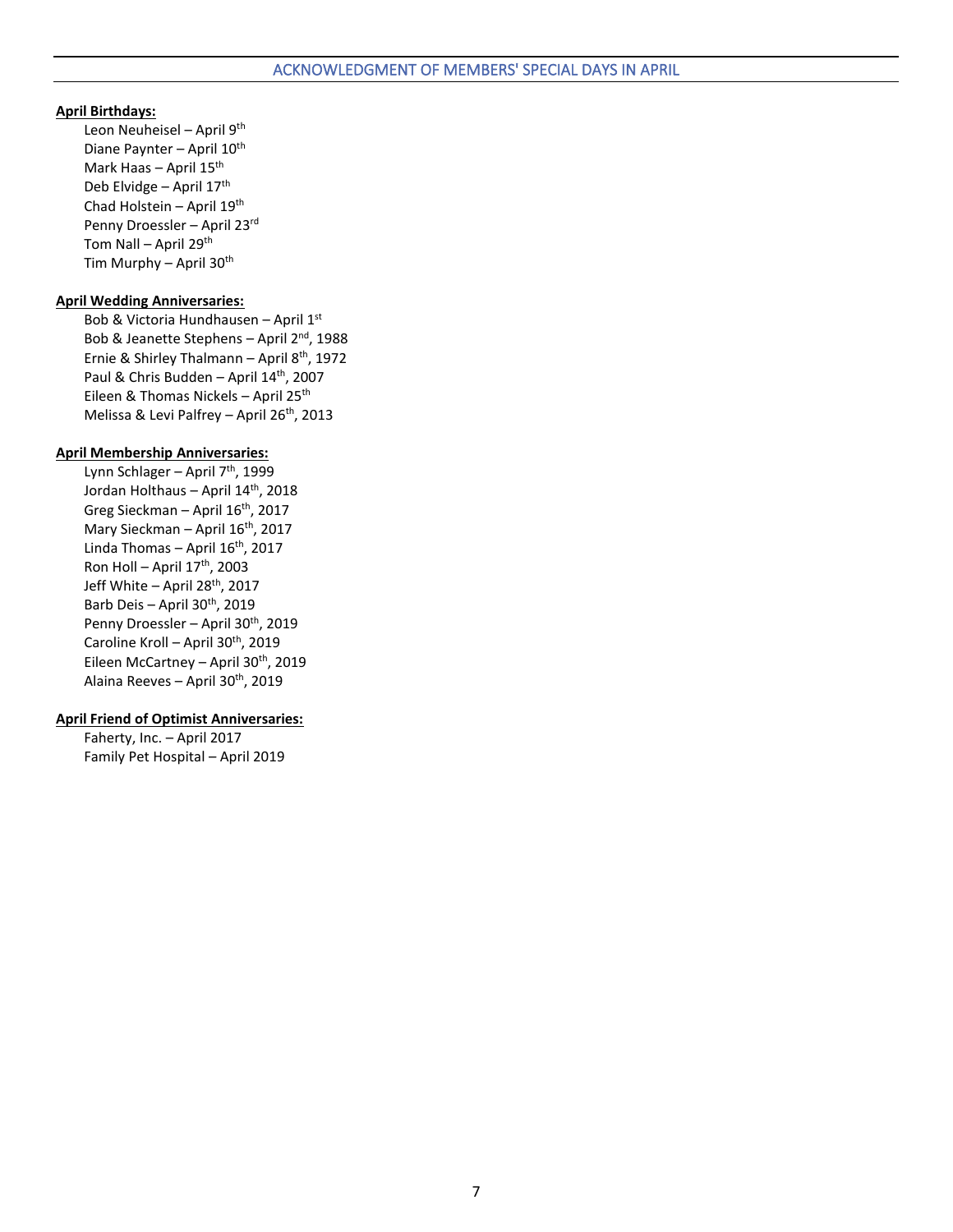## ACKNOWLEDGMENT OF MEMBERS' SPECIAL DAYS IN APRIL

**April Birthdays:**

Leon Neuheisel – April 9th
Diane Paynter – April 10th
Mark Haas – April 15th
Deb Elvidge – April 17th
Chad Holstein – April 19th
Penny Droessler – April 23rd
Tom Nall – April 29th
Tim Murphy – April 30th

**April Wedding Anniversaries:**

Bob & Victoria Hundhausen – April 1st
Bob & Jeanette Stephens – April 2nd, 1988
Ernie & Shirley Thalmann – April 8th, 1972
Paul & Chris Budden – April 14th, 2007
Eileen & Thomas Nickels – April 25th
Melissa & Levi Palfrey – April 26th, 2013

**April Membership Anniversaries:**

Lynn Schlager – April 7th, 1999
Jordan Holthaus – April 14th, 2018
Greg Sieckman – April 16th, 2017
Mary Sieckman – April 16th, 2017
Linda Thomas – April 16th, 2017
Ron Holl – April 17th, 2003
Jeff White – April 28th, 2017
Barb Deis – April 30th, 2019
Penny Droessler – April 30th, 2019
Caroline Kroll – April 30th, 2019
Eileen McCartney – April 30th, 2019
Alaina Reeves – April 30th, 2019

**April Friend of Optimist Anniversaries:**

Faherty, Inc. – April 2017
Family Pet Hospital – April 2019